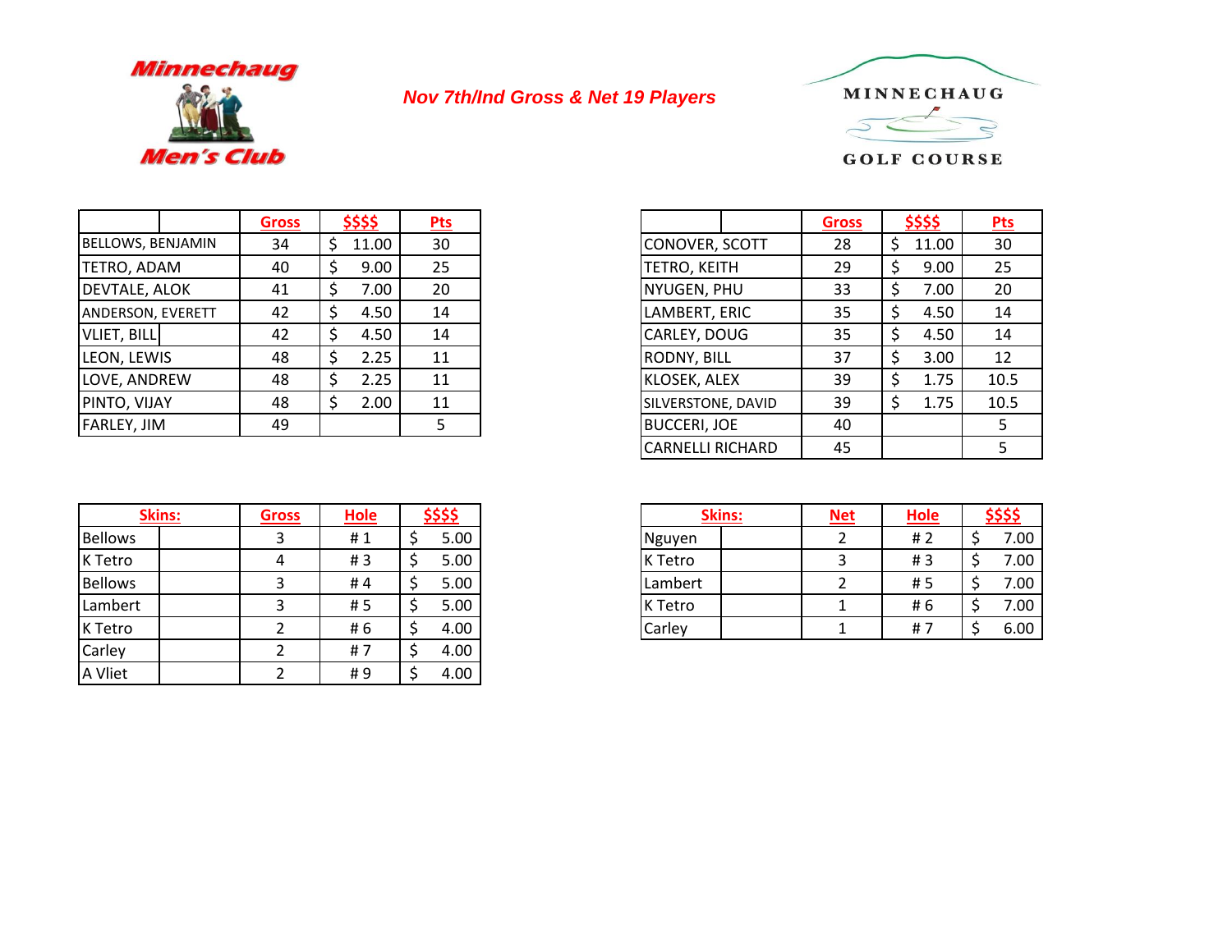Minnechaug Men's Club

*Nov 7th/Ind Gross & Net 19 Players*

MINNECHAUG GOLF COURSE

| | Gross | $$$$ | Pts |
|---|---|---|---|
| BELLOWS, BENJAMIN | 34 | $ 11.00 | 30 |
| TETRO, ADAM | 40 | $ 9.00 | 25 |
| DEVTALE, ALOK | 41 | $ 7.00 | 20 |
| ANDERSON, EVERETT | 42 | $ 4.50 | 14 |
| VLIET, BILL | 42 | $ 4.50 | 14 |
| LEON, LEWIS | 48 | $ 2.25 | 11 |
| LOVE, ANDREW | 48 | $ 2.25 | 11 |
| PINTO, VIJAY | 48 | $ 2.00 | 11 |
| FARLEY, JIM | 49 | | 5 |

| | Gross | $$$$ | Pts |
|---|---|---|---|
| CONOVER, SCOTT | 28 | $ 11.00 | 30 |
| TETRO, KEITH | 29 | $ 9.00 | 25 |
| NYUGEN, PHU | 33 | $ 7.00 | 20 |
| LAMBERT, ERIC | 35 | $ 4.50 | 14 |
| CARLEY, DOUG | 35 | $ 4.50 | 14 |
| RODNY, BILL | 37 | $ 3.00 | 12 |
| KLOSEK, ALEX | 39 | $ 1.75 | 10.5 |
| SILVERSTONE, DAVID | 39 | $ 1.75 | 10.5 |
| BUCCERI, JOE | 40 | | 5 |
| CARNELLI RICHARD | 45 | | 5 |

| Skins: | Gross | Hole | $$$$ |
|---|---|---|---|
| Bellows | 3 | # 1 | $ 5.00 |
| K Tetro | 4 | # 3 | $ 5.00 |
| Bellows | 3 | # 4 | $ 5.00 |
| Lambert | 3 | # 5 | $ 5.00 |
| K Tetro | 2 | # 6 | $ 4.00 |
| Carley | 2 | # 7 | $ 4.00 |
| A Vliet | 2 | # 9 | $ 4.00 |

| Skins: | Net | Hole | $$$$ |
|---|---|---|---|
| Nguyen | 2 | # 2 | $ 7.00 |
| K Tetro | 3 | # 3 | $ 7.00 |
| Lambert | 2 | # 5 | $ 7.00 |
| K Tetro | 1 | # 6 | $ 7.00 |
| Carley | 1 | # 7 | $ 6.00 |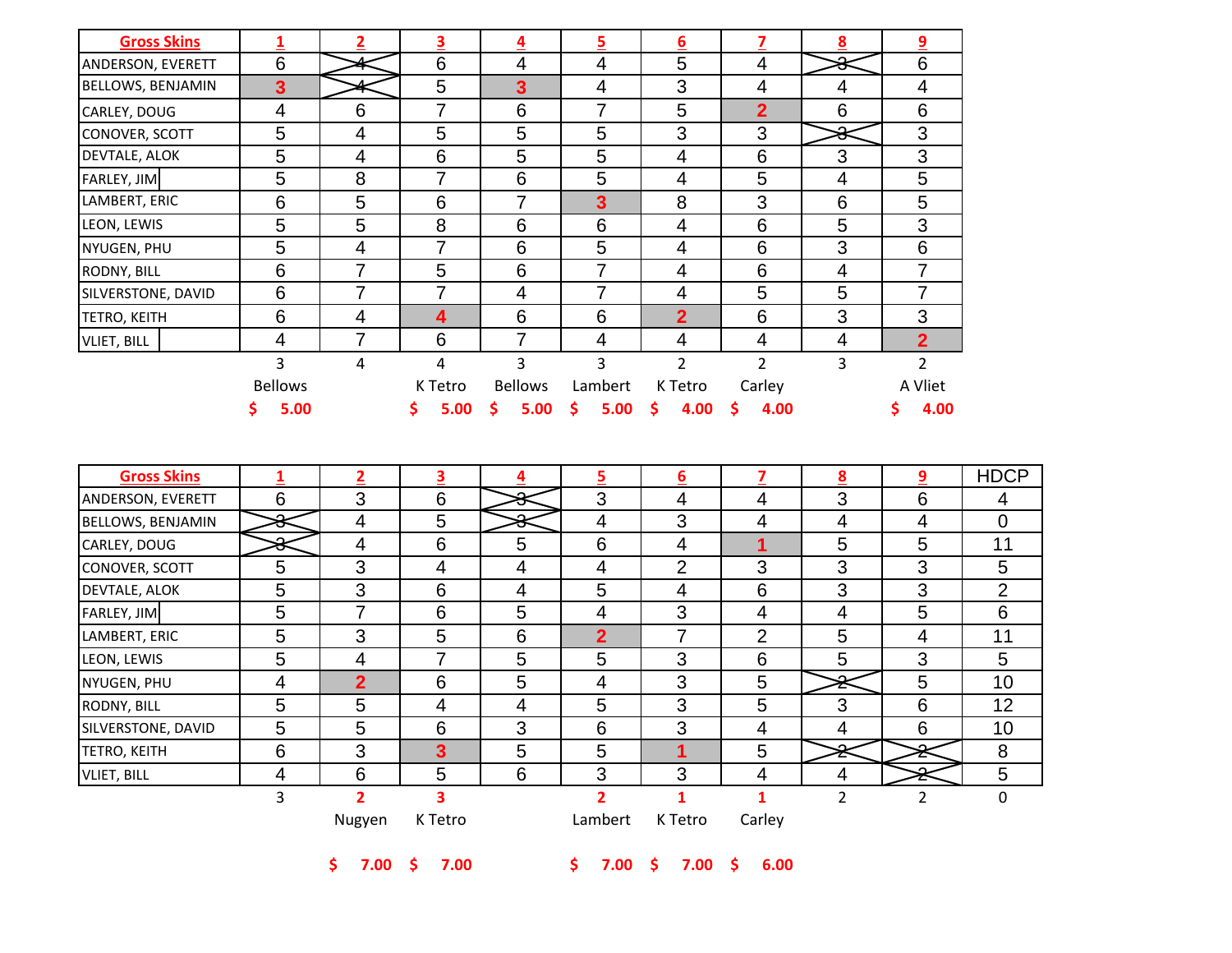| Gross Skins | 1 | 2 | 3 | 4 | 5 | 6 | 7 | 8 | 9 |
|---|---|---|---|---|---|---|---|---|---|
| ANDERSON, EVERETT | 6 | ~~4~~ | 6 | 4 | 4 | 5 | 4 | ~~3~~ | 6 |
| BELLOWS, BENJAMIN | 3 | ~~4~~ | 5 | 3 | 4 | 3 | 4 | 4 | 4 |
| CARLEY, DOUG | 4 | 6 | 7 | 6 | 7 | 5 | 2 | 6 | 6 |
| CONOVER, SCOTT | 5 | 4 | 5 | 5 | 5 | 3 | 3 | ~~3~~ | 3 |
| DEVTALE, ALOK | 5 | 4 | 6 | 5 | 5 | 4 | 6 | 3 | 3 |
| FARLEY, JIM | 5 | 8 | 7 | 6 | 5 | 4 | 5 | 4 | 5 |
| LAMBERT, ERIC | 6 | 5 | 6 | 7 | 3 | 8 | 3 | 6 | 5 |
| LEON, LEWIS | 5 | 5 | 8 | 6 | 6 | 4 | 6 | 5 | 3 |
| NYUGEN, PHU | 5 | 4 | 7 | 6 | 5 | 4 | 6 | 3 | 6 |
| RODNY, BILL | 6 | 7 | 5 | 6 | 7 | 4 | 6 | 4 | 7 |
| SILVERSTONE, DAVID | 6 | 7 | 7 | 4 | 7 | 4 | 5 | 5 | 7 |
| TETRO, KEITH | 6 | 4 | 4 | 6 | 6 | 2 | 6 | 3 | 3 |
| VLIET, BILL | 4 | 7 | 6 | 7 | 4 | 4 | 4 | 4 | 2 |
| | 3 | 4 | 4 | 3 | 3 | 2 | 2 | 3 | 2 |
| | Bellows | | K Tetro | Bellows | Lambert | K Tetro | Carley | | A Vliet |
| | $ 5.00 | | $ 5.00 | $ 5.00 | $ 5.00 | $ 4.00 | $ 4.00 | | $ 4.00 |

| Gross Skins | 1 | 2 | 3 | 4 | 5 | 6 | 7 | 8 | 9 | HDCP |
|---|---|---|---|---|---|---|---|---|---|---|
| ANDERSON, EVERETT | 6 | 3 | 6 | ~~3~~ | 3 | 4 | 4 | 3 | 6 | 4 |
| BELLOWS, BENJAMIN | ~~3~~ | 4 | 5 | ~~3~~ | 4 | 3 | 4 | 4 | 4 | 0 |
| CARLEY, DOUG | ~~3~~ | 4 | 6 | 5 | 6 | 4 | 1 | 5 | 5 | 11 |
| CONOVER, SCOTT | 5 | 3 | 4 | 4 | 4 | 2 | 3 | 3 | 3 | 5 |
| DEVTALE, ALOK | 5 | 3 | 6 | 4 | 5 | 4 | 6 | 3 | 3 | 2 |
| FARLEY, JIM | 5 | 7 | 6 | 5 | 4 | 3 | 4 | 4 | 5 | 6 |
| LAMBERT, ERIC | 5 | 3 | 5 | 6 | 2 | 7 | 2 | 5 | 4 | 11 |
| LEON, LEWIS | 5 | 4 | 7 | 5 | 5 | 3 | 6 | 5 | 3 | 5 |
| NYUGEN, PHU | 4 | 2 | 6 | 5 | 4 | 3 | 5 | ~~2~~ | 5 | 10 |
| RODNY, BILL | 5 | 5 | 4 | 4 | 5 | 3 | 5 | 3 | 6 | 12 |
| SILVERSTONE, DAVID | 5 | 5 | 6 | 3 | 6 | 3 | 4 | 4 | 6 | 10 |
| TETRO, KEITH | 6 | 3 | 3 | 5 | 5 | 1 | 5 | ~~2~~ | ~~2~~ | 8 |
| VLIET, BILL | 4 | 6 | 5 | 6 | 3 | 3 | 4 | 4 | ~~2~~ | 5 |
| | 3 | 2 | 3 | | 2 | 1 | 1 | 2 | 2 | 0 |
| | | Nugyen | K Tetro | | Lambert | K Tetro | Carley | | | |
| | | $ 7.00 | $ 7.00 | | $ 7.00 | $ 7.00 | $ 6.00 | | | |